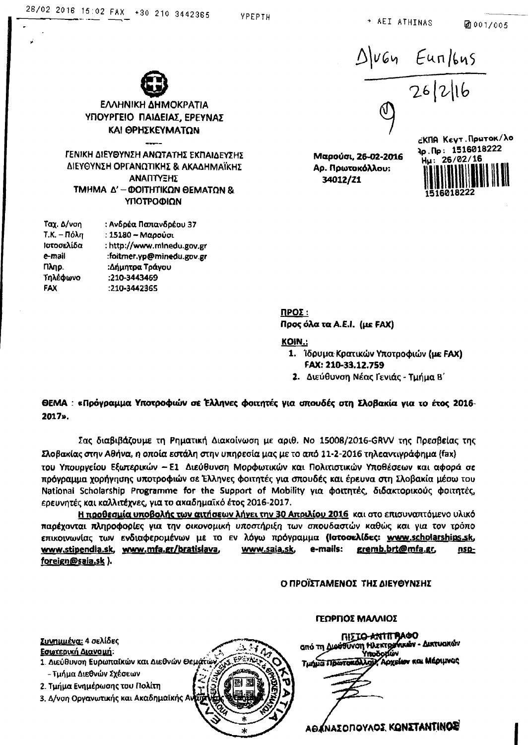26/02 2016 15:02 FAX +30 210 3442365 ΥΡΕΡΤΗ → ΑΕΙ ATHINAS 001/005

Δ/νση Επιμ/σης 26/2/16

9

ΕΛΛΗΝΙΚΗ ΔΗΜΟΚΡΑΤΙΑ
ΥΠΟΥΡΓΕΙΟ ΠΑΙΔΕΙΑΣ, ΕΡΕΥΝΑΣ
ΚΑΙ ΘΡΗΣΚΕΥΜΑΤΩΝ

-----

ΓΕΝΙΚΗ ΔΙΕΥΘΥΝΣΗ ΑΝΩΤΑΤΗΣ ΕΚΠΑΙΔΕΥΣΗΣ
ΔΙΕΥΘΥΝΣΗ ΟΡΓΑΝΩΤΙΚΗΣ & ΑΚΑΔΗΜΑΪΚΗΣ ΑΝΑΠΤΥΞΗΣ
ΤΜΗΜΑ Δ' – ΦΟΙΤΗΤΙΚΩΝ ΘΕΜΑΤΩΝ & ΥΠΟΤΡΟΦΙΩΝ

Μαρούσι, 26-02-2016
Αρ. Πρωτοκόλλου:
34012/Ζ1

ΕΚΠΑ Κεντ.Πρωτοκ/λο
Αρ.Πρ: 1516018222
Ημ: 26/02/16
1516018222

| | |
|---|---|
| Ταχ. Δ/νση | : Ανδρέα Παπανδρέου 37 |
| Τ.Κ. – Πόλη | : 15180 – Μαρούσι |
| Ιστοσελίδα | : http://www.minedu.gov.gr |
| e-mail | :foitmer.yp@minedu.gov.gr |
| Πληρ. | :Δήμητρα Τράγου |
| Τηλέφωνο | :210-3443469 |
| FAX | :210-3442365 |

**ΠΡΟΣ :**
**Προς όλα τα Α.Ε.Ι. (με FAX)**

**ΚΟΙΝ.:**

1. Ίδρυμα Κρατικών Υποτροφιών (με FAX) **FAX: 210-33.12.759**
2. Διεύθυνση Νέας Γενιάς - Τμήμα Β'

**ΘΕΜΑ : «Πρόγραμμα Υποτροφιών σε Έλληνες φοιτητές για σπουδές στη Σλοβακία για το έτος 2016-2017».**

Σας διαβιβάζουμε τη Ρηματική Διακοίνωση με αριθ. Νο 15008/2016-GRVV της Πρεσβείας της Σλοβακίας στην Αθήνα, η οποία εστάλη στην υπηρεσία μας με το από 11-2-2016 τηλεαντιγράφημα (fax) του Υπουργείου Εξωτερικών – Ε1 Διεύθυνση Μορφωτικών και Πολιτιστικών Υποθέσεων και αφορά σε πρόγραμμα χορήγησης υποτροφιών σε Έλληνες φοιτητές για σπουδές και έρευνα στη Σλοβακία μέσω του National Scholarship Programme for the Support of Mobility για φοιτητές, διδακτορικούς φοιτητές, ερευνητές και καλλιτέχνες, για το ακαδημαϊκό έτος 2016-2017.

**Η προθεσμία υποβολής των αιτήσεων λήγει την 30 Απριλίου 2016** και στο επισυναπτόμενο υλικό παρέχονται πληροφορίες για την οικονομική υποστήριξη των σπουδαστών καθώς και για τον τρόπο επικοινωνίας των ενδιαφερομένων με το εν λόγω πρόγραμμα (**Ιστοσελίδες: www.scholarships.sk, www.stipendia.sk, www.mfa.gr/bratislava, www.saia.sk, e-mails: gremb.brt@mfa.gr, nsp-foreign@saia.sk** ).

**Ο ΠΡΟΪΣΤΑΜΕΝΟΣ ΤΗΣ ΔΙΕΥΘΥΝΣΗΣ**

**ΓΕΩΡΓΙΟΣ ΜΑΛΛΙΟΣ**

**Συνημμένα:** 4 σελίδες
**Εσωτερική Διανομή:**

1. Διεύθυνση Ευρωπαϊκών και Διεθνών Θεμάτων
   - Τμήμα Διεθνών Σχέσεων
2. Τμήμα Ενημέρωσης του Πολίτη
3. Δ/νση Οργανωτικής και Ακαδημαϊκής Ανάπτυξης

ΠΙΣΤΟ ΑΝΤΙΓΡΑΦΟ
από τη Διεύθυνση Ηλεκτρονικών - Δικτυακών Υποδομών
Τμήμα Πρωτοκόλλου, Αρχείου και Μέριμνας

ΑΘΑΝΑΣΟΠΟΥΛΟΣ ΚΩΝΣΤΑΝΤΙΝΟΣ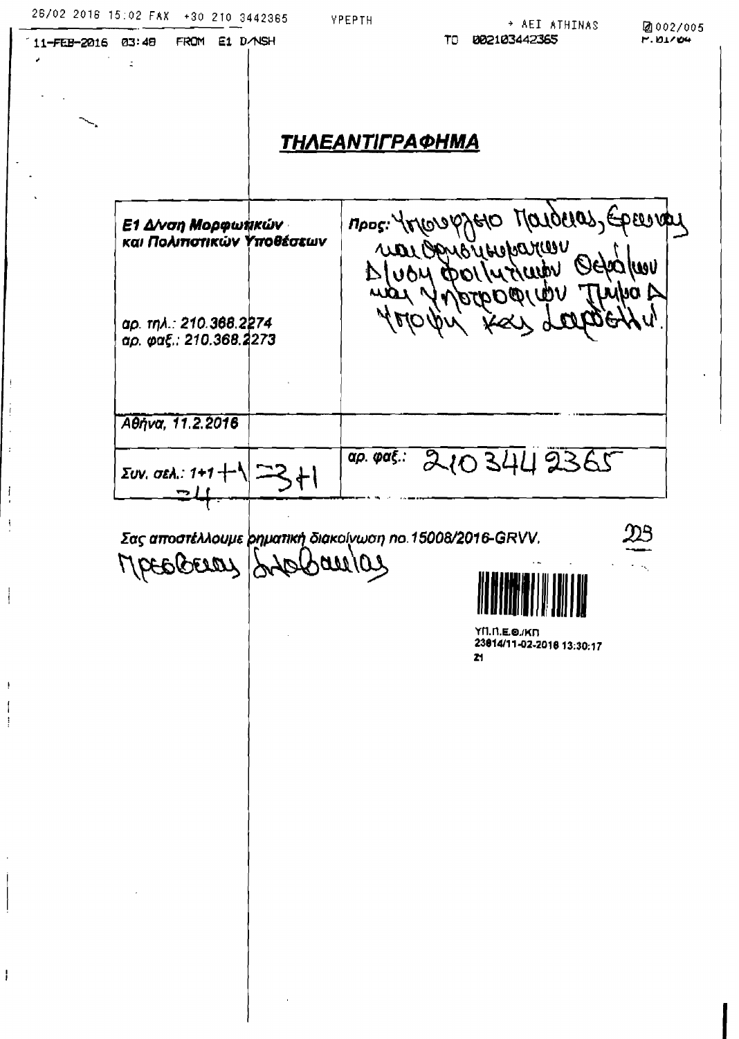26/02 2016 15:02 FAX +30 210 3442365 YPEPTH → AEI ATHINAS 002/005

11-FEB-2016 03:48 FROM E1 D/NSH TO 002103442365 P.01/04

## ΤΗΛΕΑΝΤΙΓΡΑΦΗΜΑ

| | |
|---|---|
| **Ε1 Δ/νση Μορφωτικών και Πολιτιστικών Υποθέσεων**<br><br>*αρ. τηλ.: 210.368.2274*<br>*αρ. φαξ.: 210.368.2273* | **Προς:** Υπουργείο Παιδείας, Έρευνας και Θρησκευμάτων Δ/νση Φοιτητικών Θεμάτων και Υποτροφιών Τμήμα Δ' Υπόψη κας Δαρδέλη. |
| *Αθήνα, 11.2.2016* | |
| *Συν. σελ.: 1+1* +1 =3+1 =4 | *αρ. φαξ.:* 210 3442365 |

*Σας αποστέλλουμε ρηματική διακοίνωση no.15008/2016-GRVV.*

Πρεσβείας Σλοβακίας

223

ΥΠ.Π.Ε.Θ./ΚΠ
23814/11-02-2016 13:30:17
21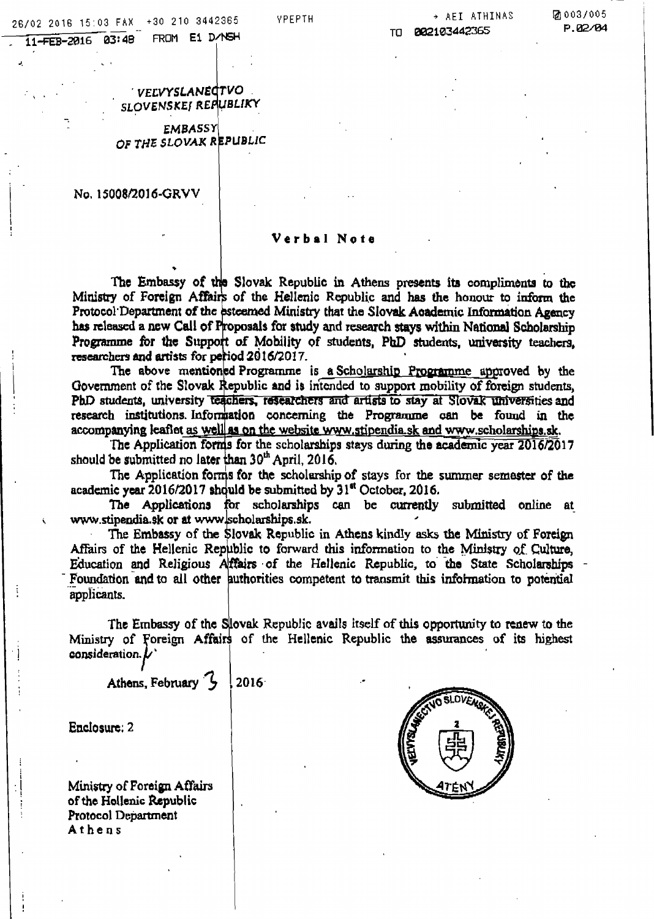*VELVYSLANECTVO SLOVENSKEJ REPUBLIKY*

*EMBASSY OF THE SLOVAK REPUBLIC*

No. 15008/2016-GRVV

**Verbal Note**

The Embassy of the Slovak Republic in Athens presents its compliments to the Ministry of Foreign Affairs of the Hellenic Republic and has the honour to inform the Protocol Department of the esteemed Ministry that the Slovak Academic Information Agency has released a new Call of Proposals for study and research stays within National Scholarship Programme for the Support of Mobility of students, PhD students, university teachers, researchers and artists for period 2016/2017.

The above mentioned Programme is a Scholarship Programme approved by the Government of the Slovak Republic and is intended to support mobility of foreign students, PhD students, university teachers, researchers and artists to stay at Slovak universities and research institutions. Information concerning the Programme can be found in the accompanying leaflet as well as on the website www.stipendia.sk and www.scholarships.sk.

The Application forms for the scholarships stays during the academic year 2016/2017 should be submitted no later than 30th April, 2016.

The Application forms for the scholarship of stays for the summer semester of the academic year 2016/2017 should be submitted by 31st October, 2016.

The Applications for scholarships can be currently submitted online at www.stipendia.sk or at www.scholarships.sk.

The Embassy of the Slovak Republic in Athens kindly asks the Ministry of Foreign Affairs of the Hellenic Republic to forward this information to the Ministry of Culture, Education and Religious Affairs of the Hellenic Republic, to the State Scholarships Foundation and to all other authorities competent to transmit this information to potential applicants.

The Embassy of the Slovak Republic avails itself of this opportunity to renew to the Ministry of Foreign Affairs of the Hellenic Republic the assurances of its highest consideration.

Athens, February 3, 2016

Enclosure: 2

Ministry of Foreign Affairs
of the Hellenic Republic
Protocol Department
Athens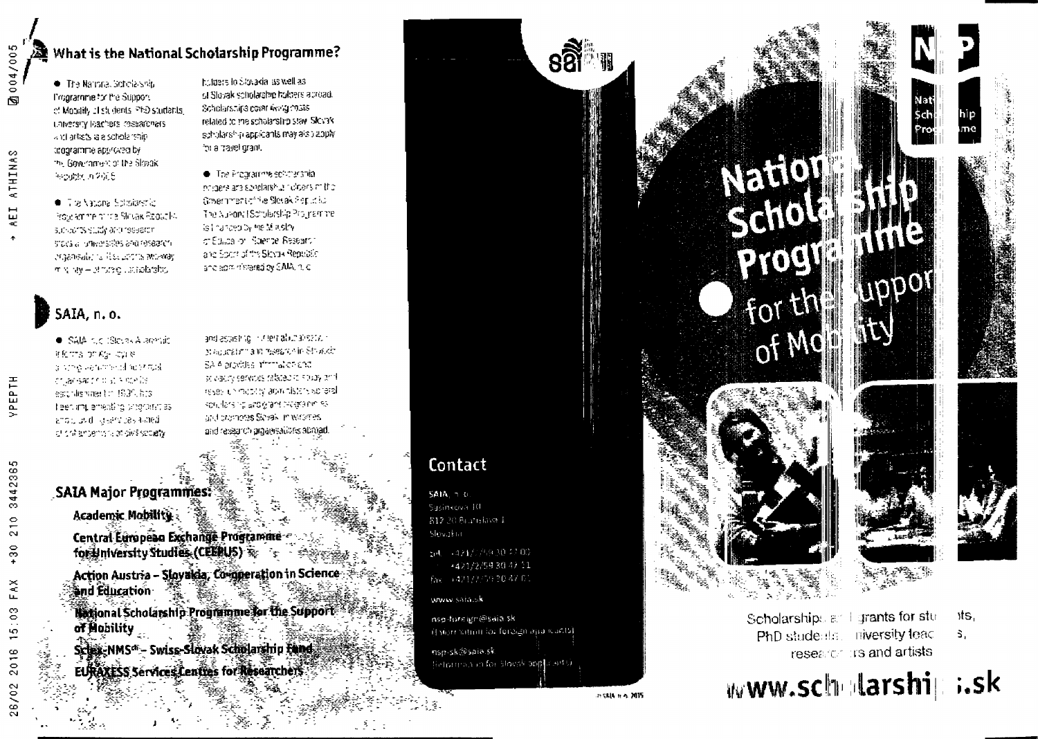## What is the National Scholarship Programme?

- The National Scholarship Programme for the Support of Mobility of students, PhD students, university teachers, researchers and artists is a scholarship programme approved by the Government of the Slovak Republic in 2005.

- The National Scholarship Programme of the Slovak Republic supports study and research stays at universities and research organisations. It supports two-way mobility – of foreign scholarship holders in Slovakia as well as of Slovak scholarship holders abroad. Scholarships cover living costs related to the scholarship stay. Slovak scholarship applicants may also apply for a travel grant.

- The Programme scholarship holders are scholarship holders of the Government of the Slovak Republic. The National Scholarship Programme is financed by the Ministry of Education, Science, Research and Sport of the Slovak Republic and administered by SAIA, n. o.

## SAIA, n. o.

- SAIA, n. o. (Slovak Academic Information Agency) is a non-governmental non-profit organisation that has been established in 1990. It has been implementing programmes and activities aimed at enhancement of civil society and assisting in internationalisation of education and research in Slovakia. SAIA provides information and advisory services related to study and research mobility, administers several scholarship and grant programmes and promotes Slovak universities and research organisations abroad.

## SAIA Major Programmes:

**Academic Mobility**

**Central European Exchange Programme for University Studies (CEEPUS)**

**Action Austria – Slovakia, Co-operation in Science and Education**

**National Scholarship Programme for the Support of Mobility**

**Sciex-NMS^ch – Swiss-Slovak Scholarship Fund**

**EURAXESS Services Centres for Researchers**

## Contact

SAIA, n. o.
Sasinkova 10
812 20 Bratislava 1
Slovakia

tel.: +421/2/59 30 47 00
+421/2/59 30 47 11
fax: +421/2/59 30 47 01

www.saia.sk

nsp-foreign@saia.sk
(information for foreign applicants)

nsp-sk@saia.sk
(information for Slovak applicants)

© SAIA, n. o. 2015

# National Scholarship Programme for the Support of Mobility

Scholarships and grants for students, PhD students, university teachers, researchers and artists

www.scholarships.sk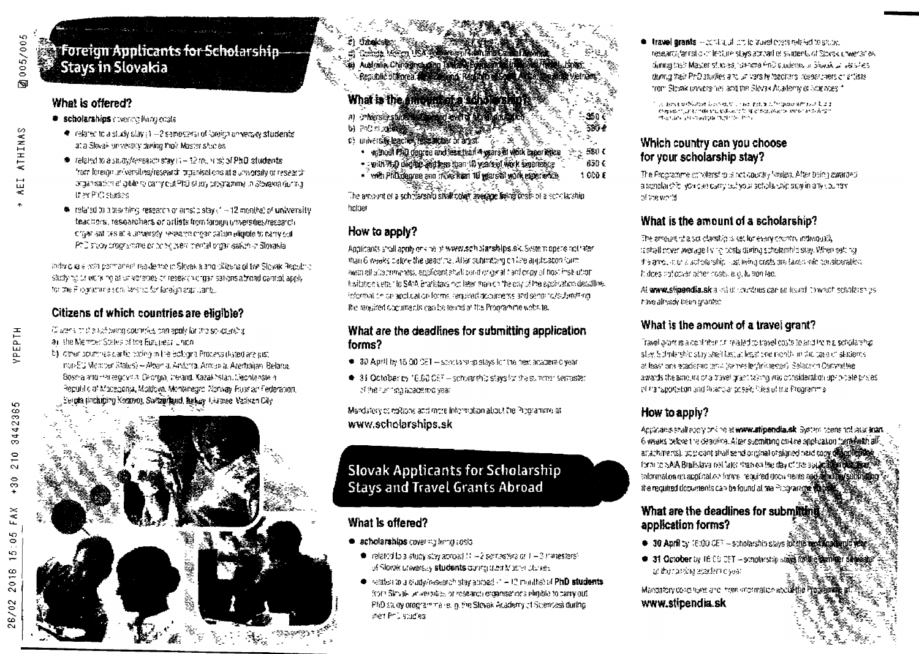## Foreign Applicants for Scholarship Stays in Slovakia

### What is offered?

- **scholarships** covering living costs
  - related to a study stay (1 – 2 semesters) of foreign university students at a Slovak university during their Master studies
  - related to a study/research stay (1 – 12 months) of PhD students from foreign universities/research organisations at a university or research organisation eligible to carry out PhD study programme in Slovakia during their PhD studies
  - related to a teaching, research or artistic stay (1 – 12 months) of university teachers, researchers or artists from foreign universities/research organisations at a university, research organisation eligible to carry out PhD study programme or non-governmental organisation in Slovakia

Individuals with permanent residence in Slovakia and citizens of the Slovak Republic studying or working at universities or research organisations abroad cannot apply for the Programme scholarships for foreign applicants.

### Citizens of which countries are eligible?

Citizens of the following countries can apply for the scholarship:

a) the Member States of the European Union

b) other countries participating in the Bologna Process (listed are just non-EU Member States) – Albania, Andorra, Armenia, Azerbaijan, Belarus, Bosnia and Herzegovina, Georgia, Ireland, Kazakhstan, Liechtenstein, Republic of Macedonia, Moldova, Montenegro, Norway, Russian Federation, Serbia (including Kosovo), Switzerland, Turkey, Ukraine, Vatican City

c) Uzbekistan

d) Canada, Mexico, USA ...

e) Australia, China, ... Republic of Korea, ... Vietnam

### What is the amount of a scholarship?

| | |
|---|---|
| a) university student ... | 350 € |
| b) PhD student | 580 € |
| c) university teacher, researcher or artist | |
| • without PhD degree and less than 4 years of work experience | 580 € |
| • with PhD degree and less than 10 years of work experience | 850 € |
| • with PhD degree and more than 10 years of work experience | 1 000 € |

The amount of a scholarship shall cover average living costs of a scholarship holder.

### How to apply?

Applicants shall apply on-line at www.scholarships.sk. System opens not later than 6 weeks before the deadline. After submitting on-line application form (with all attachments), applicant shall send original hard copy of host institution invitation letter to SAIA Bratislava not later than on the day of the application deadline. Information on application forms, required documents and sending/submitting the required documents can be found at the Programme website.

### What are the deadlines for submitting application forms?

- 30 April by 16:00 CET – scholarship stays for the next academic year
- 31 October by 16:00 CET – scholarship stays for the summer semester of the running academic year

Mandatory conditions and more information about the Programme at
**www.scholarships.sk**

## Slovak Applicants for Scholarship Stays and Travel Grants Abroad

### What is offered?

- **scholarships** covering living costs
  - related to a study stay abroad (1 – 2 semesters or 1 – 3 trimesters) of Slovak university **students** during their Master studies
  - related to a study/research stay abroad (1 – 12 months) of **PhD students** from Slovak universities or research organisations eligible to carry out PhD study programme (e.g. the Slovak Academy of Sciences) during their PhD studies
- **travel grants** – contribution to travel costs related to study, research/artistic or lecture stays abroad of students of Slovak universities during their Master studies, full-time PhD students of Slovak universities during their PhD studies and university teachers, researchers or artists from Slovak universities and the Slovak Academy of Sciences.*

### Which country can you choose for your scholarship stay?

The Programme scholarship is not country-limited. After being awarded a scholarship, you can carry out your scholarship stay in any country of the world.

### What is the amount of a scholarship?

The amount of a scholarship is set for every country individually, it shall cover average living costs during scholarship stay. When setting the amount of a scholarship, just living costs are taken into consideration, it does not cover other costs, e.g. tuition fee.

At **www.stipendia.sk** a list of countries can be found, to which scholarships have already been granted.

### What is the amount of a travel grant?

Travel grant is a contribution related to travel costs to and from a scholarship stay. Scholarship stay shall last at least one month, in the case of students at least one academic term (semester/trimester). Selection Committee awards the amount of a travel grant taking into consideration applicable prices of transportation and financial possibilities of the Programme.

### How to apply?

Applicants shall apply on-line at **www.stipendia.sk**. System opens not later than 6 weeks before the deadline. After submitting on-line application form (with all attachments), applicant shall send original of signed hard copy of application form to SAIA Bratislava not later than on the day of the application deadline. Information on application forms, required documents and sending/submitting the required documents can be found at the Programme website.

### What are the deadlines for submitting application forms?

- **30 April** by 16:00 CET – scholarship stays for the next academic year
- **31 October** by 16:00 CET – scholarship stays for the summer semester of the running academic year

Mandatory conditions and more information about the Programme at
**www.stipendia.sk**